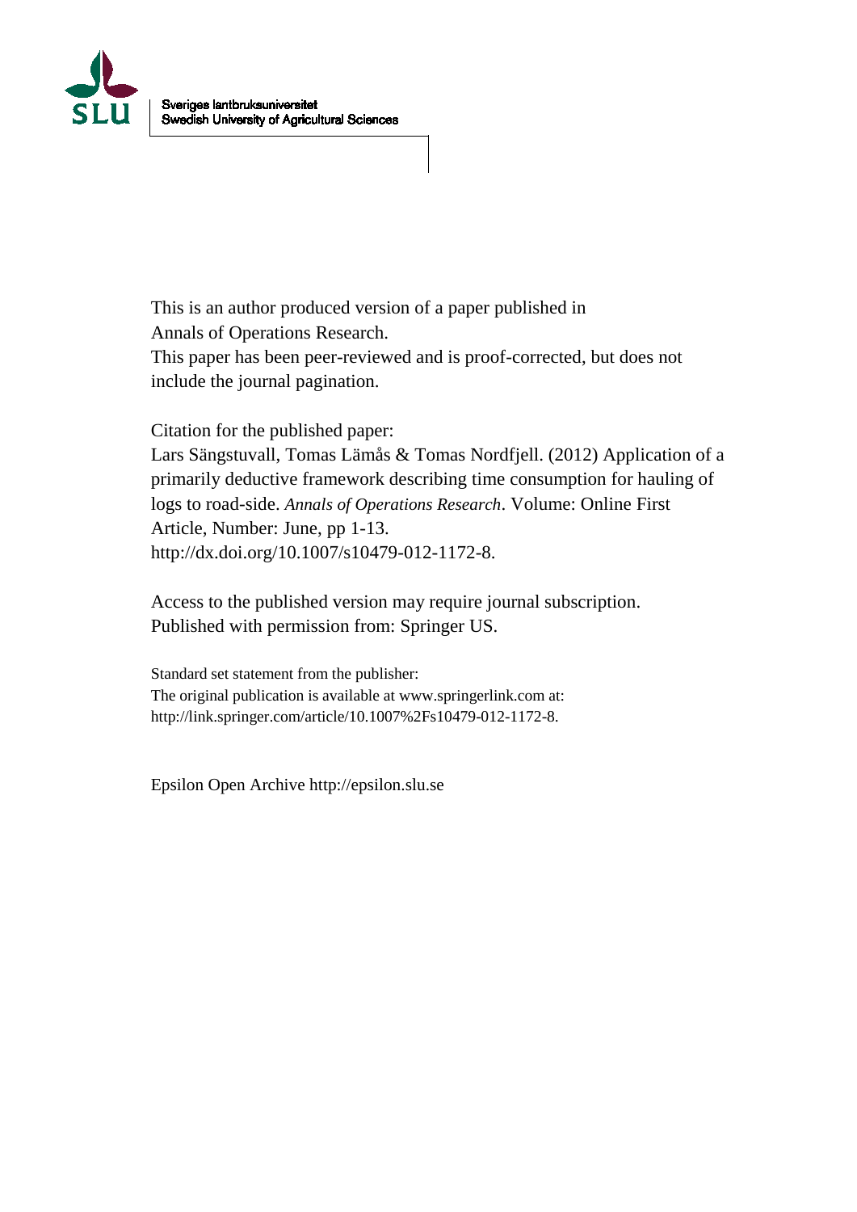Sveriges lantbruksuniversitet
Swedish University of Agricultural Sciences

This is an author produced version of a paper published in
Annals of Operations Research.
This paper has been peer-reviewed and is proof-corrected, but does not include the journal pagination.

Citation for the published paper:
Lars Sängstuvall, Tomas Lämås & Tomas Nordfjell. (2012) Application of a primarily deductive framework describing time consumption for hauling of logs to road-side. *Annals of Operations Research*. Volume: Online First Article, Number: June, pp 1-13.
http://dx.doi.org/10.1007/s10479-012-1172-8.

Access to the published version may require journal subscription.
Published with permission from: Springer US.

Standard set statement from the publisher:
The original publication is available at www.springerlink.com at:
http://link.springer.com/article/10.1007%2Fs10479-012-1172-8.

Epsilon Open Archive http://epsilon.slu.se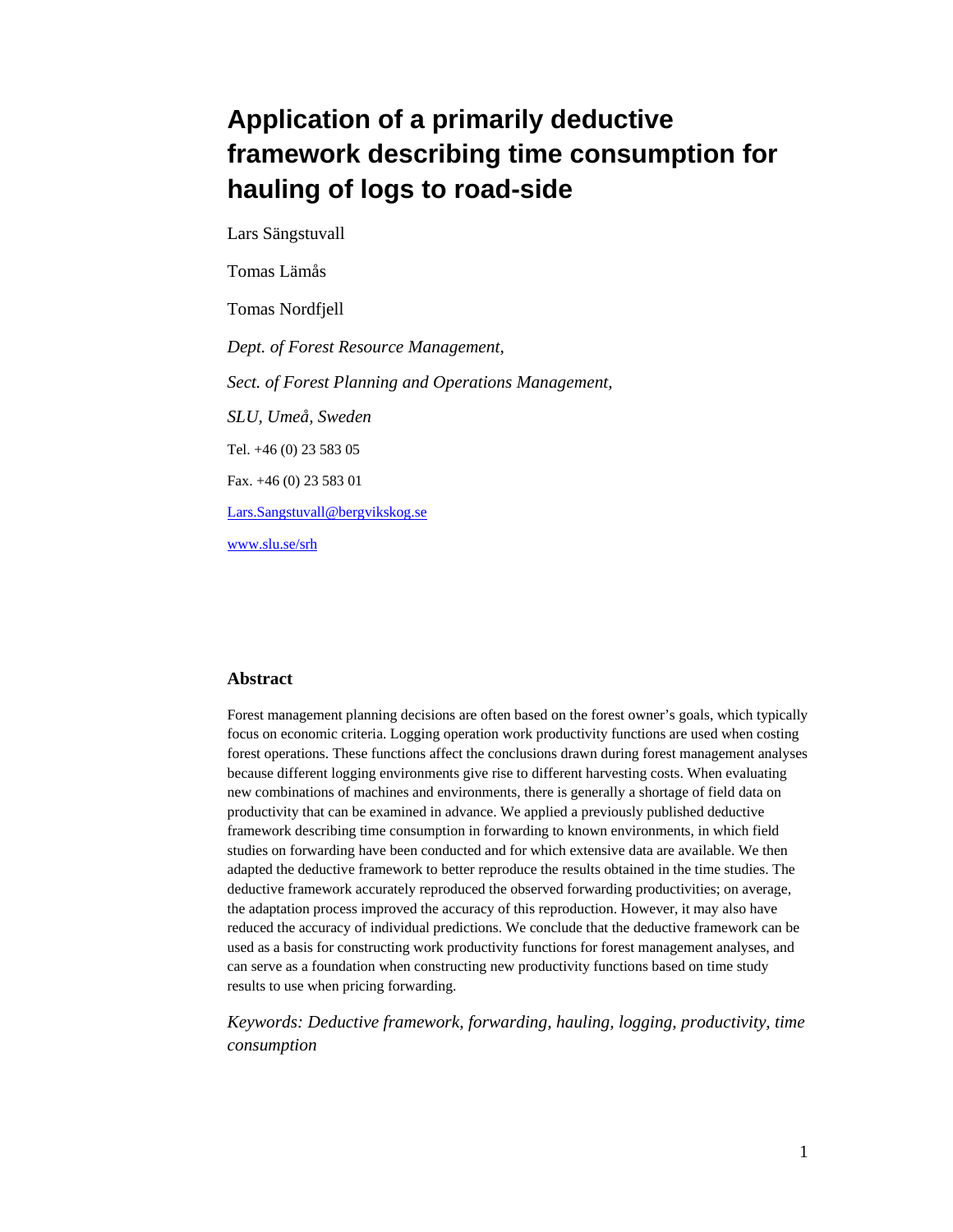# Application of a primarily deductive framework describing time consumption for hauling of logs to road-side

Lars Sängstuvall

Tomas Lämås

Tomas Nordfjell

*Dept. of Forest Resource Management,*

*Sect. of Forest Planning and Operations Management,*

*SLU, Umeå, Sweden*

Tel. +46 (0) 23 583 05

Fax. +46 (0) 23 583 01

Lars.Sangstuvall@bergvikskog.se

www.slu.se/srh

### Abstract

Forest management planning decisions are often based on the forest owner's goals, which typically focus on economic criteria. Logging operation work productivity functions are used when costing forest operations. These functions affect the conclusions drawn during forest management analyses because different logging environments give rise to different harvesting costs. When evaluating new combinations of machines and environments, there is generally a shortage of field data on productivity that can be examined in advance. We applied a previously published deductive framework describing time consumption in forwarding to known environments, in which field studies on forwarding have been conducted and for which extensive data are available. We then adapted the deductive framework to better reproduce the results obtained in the time studies. The deductive framework accurately reproduced the observed forwarding productivities; on average, the adaptation process improved the accuracy of this reproduction. However, it may also have reduced the accuracy of individual predictions. We conclude that the deductive framework can be used as a basis for constructing work productivity functions for forest management analyses, and can serve as a foundation when constructing new productivity functions based on time study results to use when pricing forwarding.

*Keywords: Deductive framework, forwarding, hauling, logging, productivity, time consumption*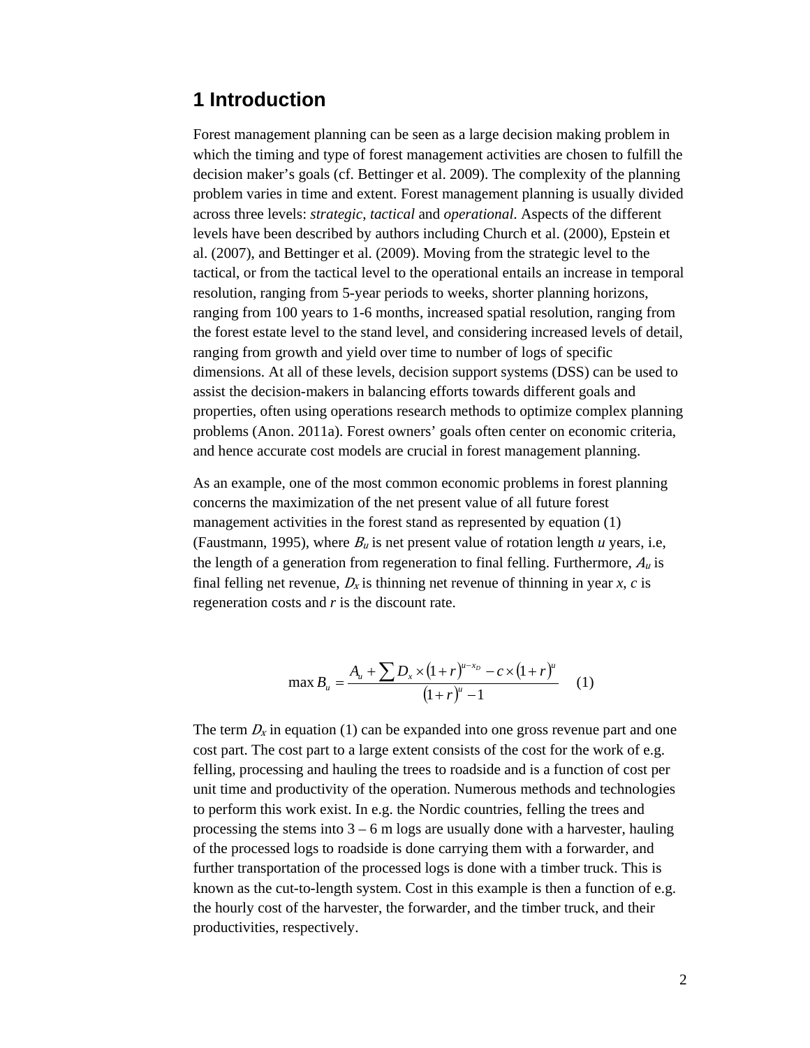# 1 Introduction

Forest management planning can be seen as a large decision making problem in which the timing and type of forest management activities are chosen to fulfill the decision maker's goals (cf. Bettinger et al. 2009). The complexity of the planning problem varies in time and extent. Forest management planning is usually divided across three levels: *strategic*, *tactical* and *operational*. Aspects of the different levels have been described by authors including Church et al. (2000), Epstein et al. (2007), and Bettinger et al. (2009). Moving from the strategic level to the tactical, or from the tactical level to the operational entails an increase in temporal resolution, ranging from 5-year periods to weeks, shorter planning horizons, ranging from 100 years to 1-6 months, increased spatial resolution, ranging from the forest estate level to the stand level, and considering increased levels of detail, ranging from growth and yield over time to number of logs of specific dimensions. At all of these levels, decision support systems (DSS) can be used to assist the decision-makers in balancing efforts towards different goals and properties, often using operations research methods to optimize complex planning problems (Anon. 2011a). Forest owners' goals often center on economic criteria, and hence accurate cost models are crucial in forest management planning.

As an example, one of the most common economic problems in forest planning concerns the maximization of the net present value of all future forest management activities in the forest stand as represented by equation (1) (Faustmann, 1995), where $B_u$ is net present value of rotation length $u$ years, i.e, the length of a generation from regeneration to final felling. Furthermore, $A_u$ is final felling net revenue, $D_x$ is thinning net revenue of thinning in year $x$, $c$ is regeneration costs and $r$ is the discount rate.

$$\max B_u = \frac{A_u + \sum D_x \times (1+r)^{u-x_D} - c \times (1+r)^u}{(1+r)^u - 1} \quad (1)$$

The term $D_x$ in equation (1) can be expanded into one gross revenue part and one cost part. The cost part to a large extent consists of the cost for the work of e.g. felling, processing and hauling the trees to roadside and is a function of cost per unit time and productivity of the operation. Numerous methods and technologies to perform this work exist. In e.g. the Nordic countries, felling the trees and processing the stems into 3 – 6 m logs are usually done with a harvester, hauling of the processed logs to roadside is done carrying them with a forwarder, and further transportation of the processed logs is done with a timber truck. This is known as the cut-to-length system. Cost in this example is then a function of e.g. the hourly cost of the harvester, the forwarder, and the timber truck, and their productivities, respectively.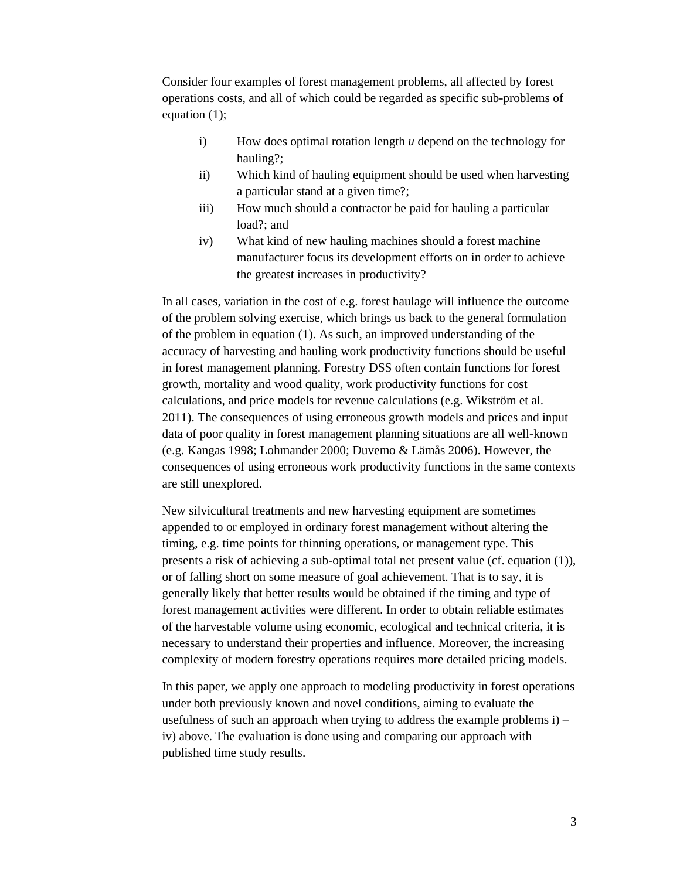Consider four examples of forest management problems, all affected by forest operations costs, and all of which could be regarded as specific sub-problems of equation (1);

i) How does optimal rotation length *u* depend on the technology for hauling?;
ii) Which kind of hauling equipment should be used when harvesting a particular stand at a given time?;
iii) How much should a contractor be paid for hauling a particular load?; and
iv) What kind of new hauling machines should a forest machine manufacturer focus its development efforts on in order to achieve the greatest increases in productivity?

In all cases, variation in the cost of e.g. forest haulage will influence the outcome of the problem solving exercise, which brings us back to the general formulation of the problem in equation (1). As such, an improved understanding of the accuracy of harvesting and hauling work productivity functions should be useful in forest management planning. Forestry DSS often contain functions for forest growth, mortality and wood quality, work productivity functions for cost calculations, and price models for revenue calculations (e.g. Wikström et al. 2011). The consequences of using erroneous growth models and prices and input data of poor quality in forest management planning situations are all well-known (e.g. Kangas 1998; Lohmander 2000; Duvemo & Lämås 2006). However, the consequences of using erroneous work productivity functions in the same contexts are still unexplored.

New silvicultural treatments and new harvesting equipment are sometimes appended to or employed in ordinary forest management without altering the timing, e.g. time points for thinning operations, or management type. This presents a risk of achieving a sub-optimal total net present value (cf. equation (1)), or of falling short on some measure of goal achievement. That is to say, it is generally likely that better results would be obtained if the timing and type of forest management activities were different. In order to obtain reliable estimates of the harvestable volume using economic, ecological and technical criteria, it is necessary to understand their properties and influence. Moreover, the increasing complexity of modern forestry operations requires more detailed pricing models.

In this paper, we apply one approach to modeling productivity in forest operations under both previously known and novel conditions, aiming to evaluate the usefulness of such an approach when trying to address the example problems i) – iv) above. The evaluation is done using and comparing our approach with published time study results.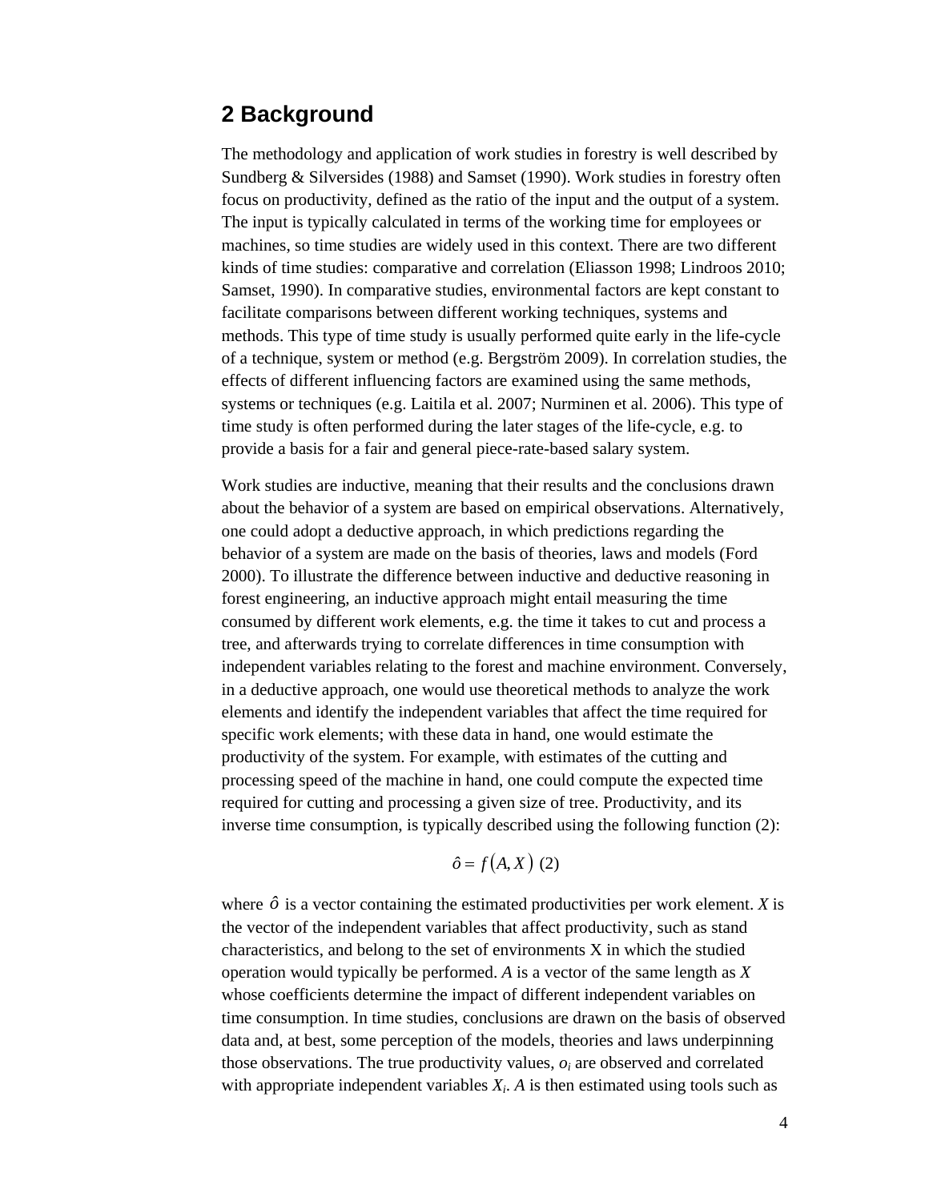## 2 Background

The methodology and application of work studies in forestry is well described by Sundberg & Silversides (1988) and Samset (1990). Work studies in forestry often focus on productivity, defined as the ratio of the input and the output of a system. The input is typically calculated in terms of the working time for employees or machines, so time studies are widely used in this context. There are two different kinds of time studies: comparative and correlation (Eliasson 1998; Lindroos 2010; Samset, 1990). In comparative studies, environmental factors are kept constant to facilitate comparisons between different working techniques, systems and methods. This type of time study is usually performed quite early in the life-cycle of a technique, system or method (e.g. Bergström 2009). In correlation studies, the effects of different influencing factors are examined using the same methods, systems or techniques (e.g. Laitila et al. 2007; Nurminen et al. 2006). This type of time study is often performed during the later stages of the life-cycle, e.g. to provide a basis for a fair and general piece-rate-based salary system.

Work studies are inductive, meaning that their results and the conclusions drawn about the behavior of a system are based on empirical observations. Alternatively, one could adopt a deductive approach, in which predictions regarding the behavior of a system are made on the basis of theories, laws and models (Ford 2000). To illustrate the difference between inductive and deductive reasoning in forest engineering, an inductive approach might entail measuring the time consumed by different work elements, e.g. the time it takes to cut and process a tree, and afterwards trying to correlate differences in time consumption with independent variables relating to the forest and machine environment. Conversely, in a deductive approach, one would use theoretical methods to analyze the work elements and identify the independent variables that affect the time required for specific work elements; with these data in hand, one would estimate the productivity of the system. For example, with estimates of the cutting and processing speed of the machine in hand, one could compute the expected time required for cutting and processing a given size of tree. Productivity, and its inverse time consumption, is typically described using the following function (2):

$$\hat{o} = f\left(A, X\right) \quad (2)$$

where $\hat{o}$ is a vector containing the estimated productivities per work element. $X$ is the vector of the independent variables that affect productivity, such as stand characteristics, and belong to the set of environments X in which the studied operation would typically be performed. $A$ is a vector of the same length as $X$ whose coefficients determine the impact of different independent variables on time consumption. In time studies, conclusions are drawn on the basis of observed data and, at best, some perception of the models, theories and laws underpinning those observations. The true productivity values, $o_i$ are observed and correlated with appropriate independent variables $X_i$. $A$ is then estimated using tools such as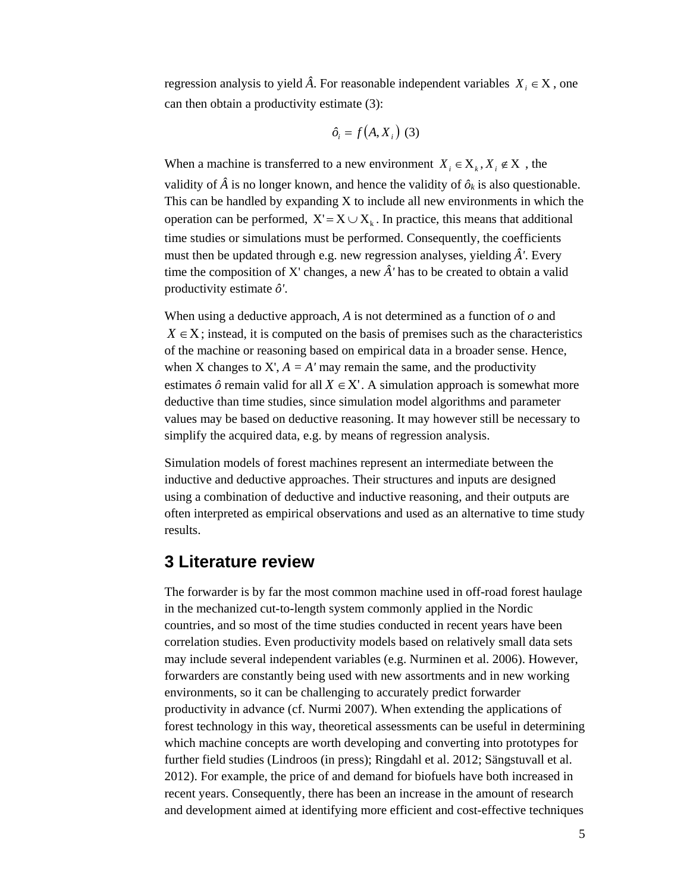regression analysis to yield $\hat{A}$. For reasonable independent variables $X_i \in \mathrm{X}$, one can then obtain a productivity estimate (3):

$$\hat{o}_i = f\left(A, X_i\right) \quad (3)$$

When a machine is transferred to a new environment $X_i \in \mathrm{X}_k, X_i \notin \mathrm{X}$, the validity of $\hat{A}$ is no longer known, and hence the validity of $\hat{o}_k$ is also questionable. This can be handled by expanding X to include all new environments in which the operation can be performed, $\mathrm{X'} = \mathrm{X} \cup \mathrm{X_k}$. In practice, this means that additional time studies or simulations must be performed. Consequently, the coefficients must then be updated through e.g. new regression analyses, yielding $\hat{A}'$. Every time the composition of X' changes, a new $\hat{A}'$ has to be created to obtain a valid productivity estimate $\hat{o}'$.

When using a deductive approach, $A$ is not determined as a function of $o$ and $X \in \mathrm{X}$; instead, it is computed on the basis of premises such as the characteristics of the machine or reasoning based on empirical data in a broader sense. Hence, when X changes to X', $A = A'$ may remain the same, and the productivity estimates $\hat{o}$ remain valid for all $X \in \mathrm{X'}$. A simulation approach is somewhat more deductive than time studies, since simulation model algorithms and parameter values may be based on deductive reasoning. It may however still be necessary to simplify the acquired data, e.g. by means of regression analysis.

Simulation models of forest machines represent an intermediate between the inductive and deductive approaches. Their structures and inputs are designed using a combination of deductive and inductive reasoning, and their outputs are often interpreted as empirical observations and used as an alternative to time study results.

# 3 Literature review

The forwarder is by far the most common machine used in off-road forest haulage in the mechanized cut-to-length system commonly applied in the Nordic countries, and so most of the time studies conducted in recent years have been correlation studies. Even productivity models based on relatively small data sets may include several independent variables (e.g. Nurminen et al. 2006). However, forwarders are constantly being used with new assortments and in new working environments, so it can be challenging to accurately predict forwarder productivity in advance (cf. Nurmi 2007). When extending the applications of forest technology in this way, theoretical assessments can be useful in determining which machine concepts are worth developing and converting into prototypes for further field studies (Lindroos (in press); Ringdahl et al. 2012; Sängstuvall et al. 2012). For example, the price of and demand for biofuels have both increased in recent years. Consequently, there has been an increase in the amount of research and development aimed at identifying more efficient and cost-effective techniques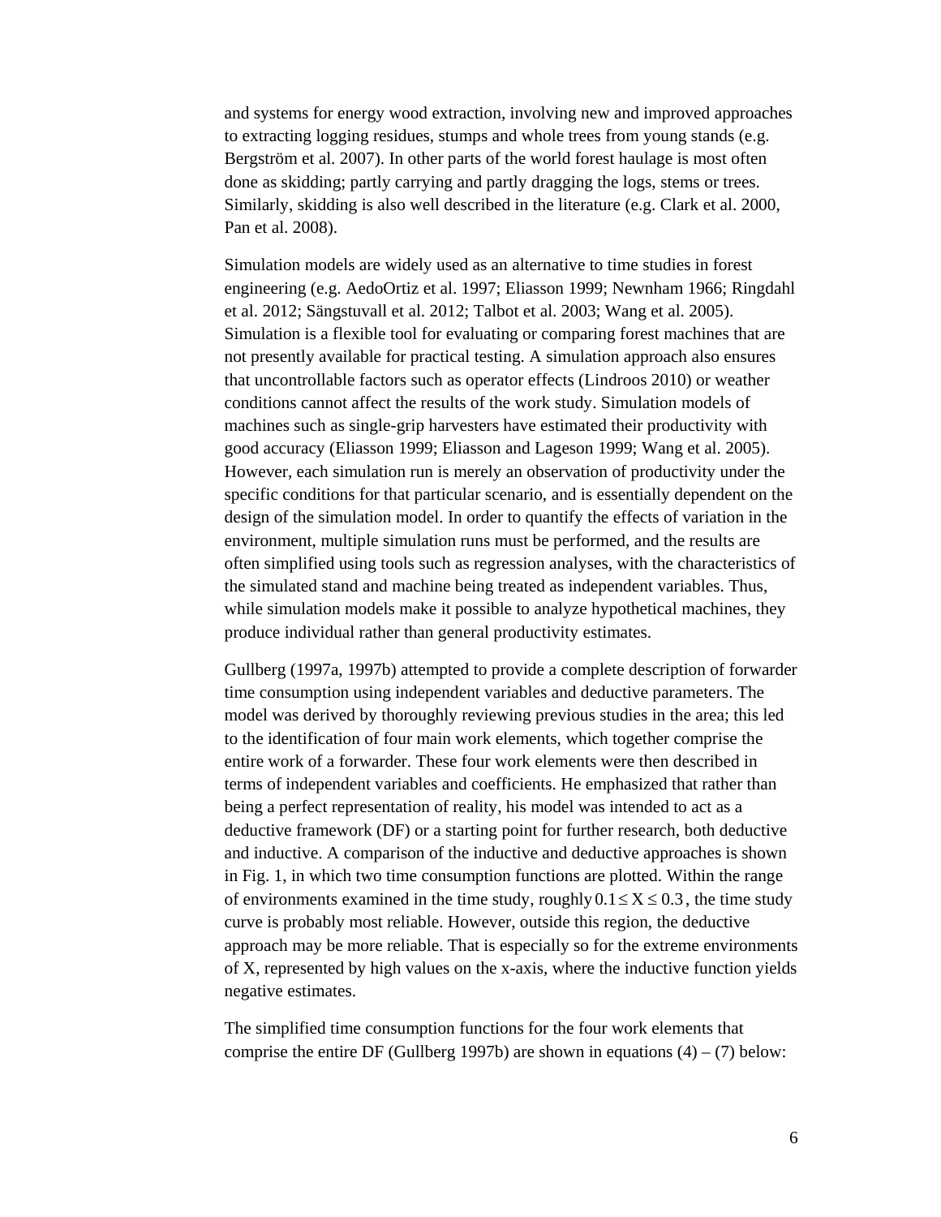and systems for energy wood extraction, involving new and improved approaches to extracting logging residues, stumps and whole trees from young stands (e.g. Bergström et al. 2007). In other parts of the world forest haulage is most often done as skidding; partly carrying and partly dragging the logs, stems or trees. Similarly, skidding is also well described in the literature (e.g. Clark et al. 2000, Pan et al. 2008).

Simulation models are widely used as an alternative to time studies in forest engineering (e.g. AedoOrtiz et al. 1997; Eliasson 1999; Newnham 1966; Ringdahl et al. 2012; Sängstuvall et al. 2012; Talbot et al. 2003; Wang et al. 2005). Simulation is a flexible tool for evaluating or comparing forest machines that are not presently available for practical testing. A simulation approach also ensures that uncontrollable factors such as operator effects (Lindroos 2010) or weather conditions cannot affect the results of the work study. Simulation models of machines such as single-grip harvesters have estimated their productivity with good accuracy (Eliasson 1999; Eliasson and Lageson 1999; Wang et al. 2005). However, each simulation run is merely an observation of productivity under the specific conditions for that particular scenario, and is essentially dependent on the design of the simulation model. In order to quantify the effects of variation in the environment, multiple simulation runs must be performed, and the results are often simplified using tools such as regression analyses, with the characteristics of the simulated stand and machine being treated as independent variables. Thus, while simulation models make it possible to analyze hypothetical machines, they produce individual rather than general productivity estimates.

Gullberg (1997a, 1997b) attempted to provide a complete description of forwarder time consumption using independent variables and deductive parameters. The model was derived by thoroughly reviewing previous studies in the area; this led to the identification of four main work elements, which together comprise the entire work of a forwarder. These four work elements were then described in terms of independent variables and coefficients. He emphasized that rather than being a perfect representation of reality, his model was intended to act as a deductive framework (DF) or a starting point for further research, both deductive and inductive. A comparison of the inductive and deductive approaches is shown in Fig. 1, in which two time consumption functions are plotted. Within the range of environments examined in the time study, roughly $0.1 \leq \mathrm{X} \leq 0.3$, the time study curve is probably most reliable. However, outside this region, the deductive approach may be more reliable. That is especially so for the extreme environments of X, represented by high values on the x-axis, where the inductive function yields negative estimates.

The simplified time consumption functions for the four work elements that comprise the entire DF (Gullberg 1997b) are shown in equations (4) – (7) below: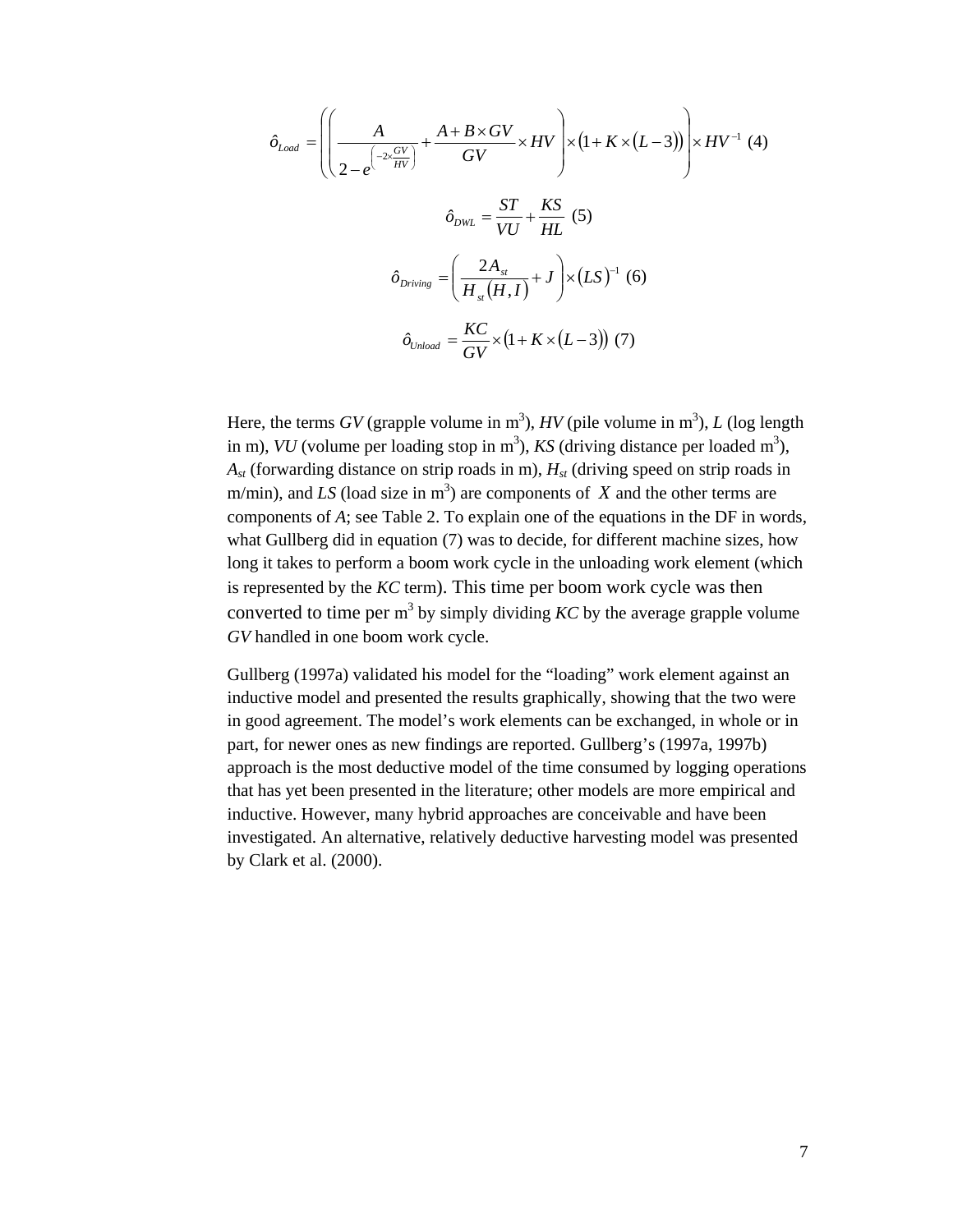$$\hat{o}_{Load} = \left( \left( \frac{A}{2 - e^{\left(-2\times\frac{GV}{HV}\right)}} + \frac{A + B \times GV}{GV} \times HV \right) \times \left(1 + K \times (L - 3)\right) \right) \times HV^{-1} \text{ (4)}$$

$$\hat{o}_{DWL} = \frac{ST}{VU} + \frac{KS}{HL} \text{ (5)}$$

$$\hat{o}_{Driving} = \left( \frac{2A_{st}}{H_{st}(H, I)} + J \right) \times (LS)^{-1} \text{ (6)}$$

$$\hat{o}_{Unload} = \frac{KC}{GV} \times \left(1 + K \times (L - 3)\right) \text{ (7)}$$

Here, the terms *GV* (grapple volume in $m^3$), *HV* (pile volume in $m^3$), *L* (log length in m), *VU* (volume per loading stop in $m^3$), *KS* (driving distance per loaded $m^3$), $A_{st}$ (forwarding distance on strip roads in m), $H_{st}$ (driving speed on strip roads in m/min), and *LS* (load size in $m^3$) are components of $X$ and the other terms are components of *A*; see Table 2. To explain one of the equations in the DF in words, what Gullberg did in equation (7) was to decide, for different machine sizes, how long it takes to perform a boom work cycle in the unloading work element (which is represented by the *KC* term). This time per boom work cycle was then converted to time per $m^3$ by simply dividing *KC* by the average grapple volume *GV* handled in one boom work cycle.

Gullberg (1997a) validated his model for the "loading" work element against an inductive model and presented the results graphically, showing that the two were in good agreement. The model's work elements can be exchanged, in whole or in part, for newer ones as new findings are reported. Gullberg's (1997a, 1997b) approach is the most deductive model of the time consumed by logging operations that has yet been presented in the literature; other models are more empirical and inductive. However, many hybrid approaches are conceivable and have been investigated. An alternative, relatively deductive harvesting model was presented by Clark et al. (2000).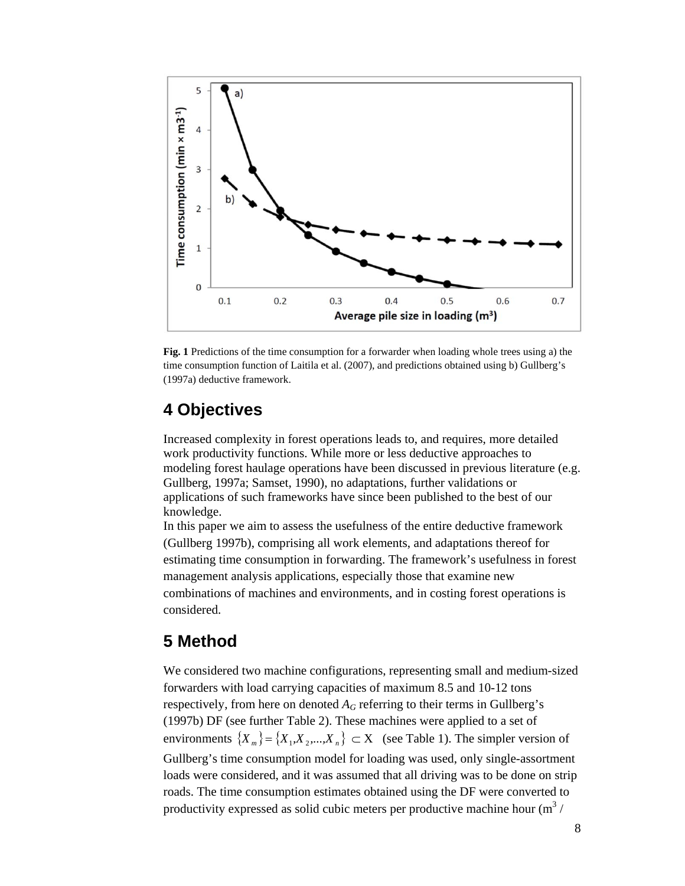**Fig. 1** Predictions of the time consumption for a forwarder when loading whole trees using a) the time consumption function of Laitila et al. (2007), and predictions obtained using b) Gullberg's (1997a) deductive framework.

## 4 Objectives

Increased complexity in forest operations leads to, and requires, more detailed work productivity functions. While more or less deductive approaches to modeling forest haulage operations have been discussed in previous literature (e.g. Gullberg, 1997a; Samset, 1990), no adaptations, further validations or applications of such frameworks have since been published to the best of our knowledge.

In this paper we aim to assess the usefulness of the entire deductive framework (Gullberg 1997b), comprising all work elements, and adaptations thereof for estimating time consumption in forwarding. The framework's usefulness in forest management analysis applications, especially those that examine new combinations of machines and environments, and in costing forest operations is considered.

## 5 Method

We considered two machine configurations, representing small and medium-sized forwarders with load carrying capacities of maximum 8.5 and 10-12 tons respectively, from here on denoted $A_G$ referring to their terms in Gullberg's (1997b) DF (see further Table 2). These machines were applied to a set of environments $\{X_m\} = \{X_1, X_2, ..., X_n\} \subset \mathrm{X}$ (see Table 1). The simpler version of Gullberg's time consumption model for loading was used, only single-assortment loads were considered, and it was assumed that all driving was to be done on strip roads. The time consumption estimates obtained using the DF were converted to productivity expressed as solid cubic meters per productive machine hour ($m^3$ /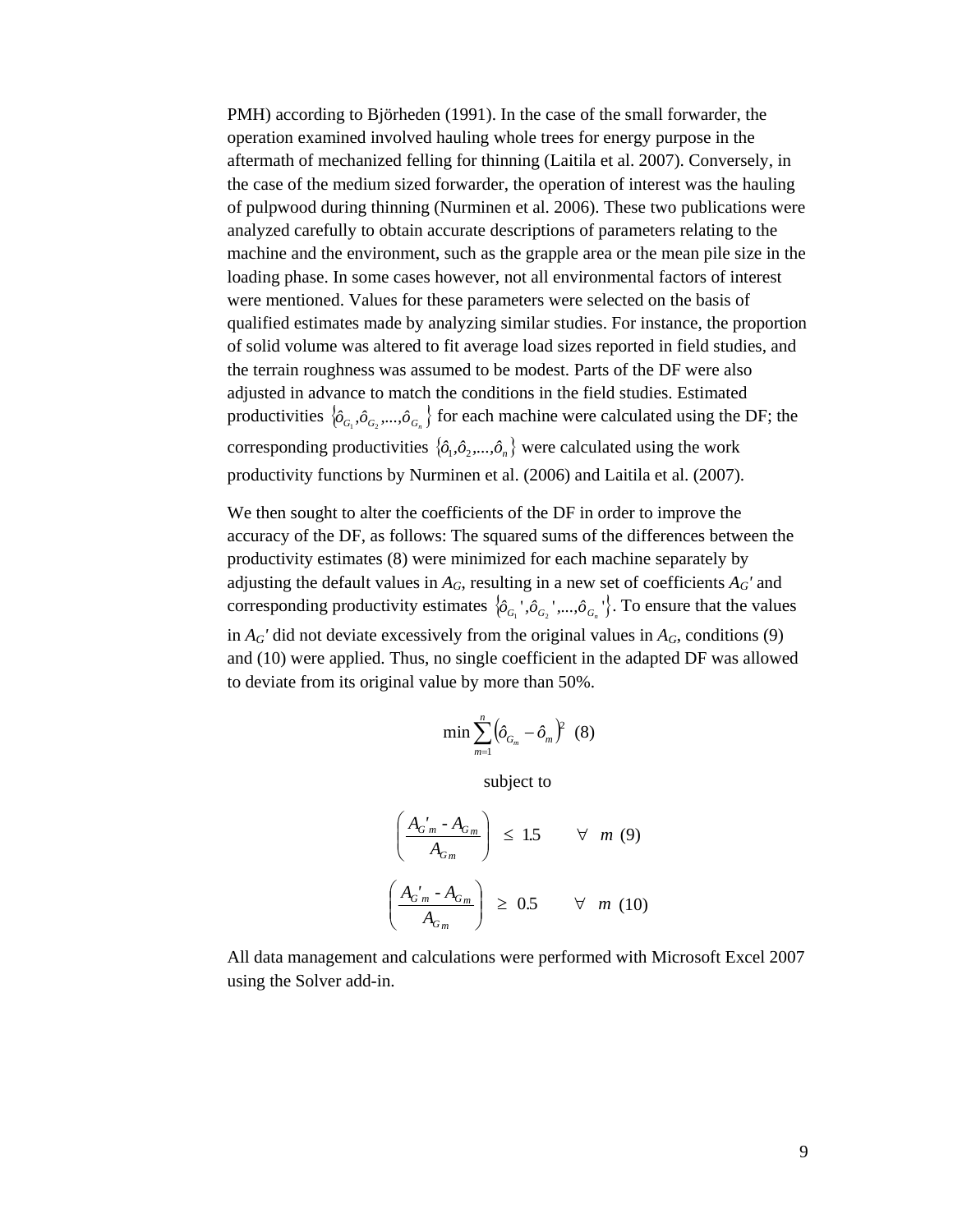PMH) according to Björheden (1991). In the case of the small forwarder, the operation examined involved hauling whole trees for energy purpose in the aftermath of mechanized felling for thinning (Laitila et al. 2007). Conversely, in the case of the medium sized forwarder, the operation of interest was the hauling of pulpwood during thinning (Nurminen et al. 2006). These two publications were analyzed carefully to obtain accurate descriptions of parameters relating to the machine and the environment, such as the grapple area or the mean pile size in the loading phase. In some cases however, not all environmental factors of interest were mentioned. Values for these parameters were selected on the basis of qualified estimates made by analyzing similar studies. For instance, the proportion of solid volume was altered to fit average load sizes reported in field studies, and the terrain roughness was assumed to be modest. Parts of the DF were also adjusted in advance to match the conditions in the field studies. Estimated productivities $\{\hat{o}_{G_1}, \hat{o}_{G_2}, ..., \hat{o}_{G_n}\}$ for each machine were calculated using the DF; the corresponding productivities $\{\hat{o}_1, \hat{o}_2, ..., \hat{o}_n\}$ were calculated using the work productivity functions by Nurminen et al. (2006) and Laitila et al. (2007).

We then sought to alter the coefficients of the DF in order to improve the accuracy of the DF, as follows: The squared sums of the differences between the productivity estimates (8) were minimized for each machine separately by adjusting the default values in $A_G$, resulting in a new set of coefficients $A_G'$ and corresponding productivity estimates $\{\hat{o}_{G_1}', \hat{o}_{G_2}', ..., \hat{o}_{G_n}'\}$. To ensure that the values in $A_G'$ did not deviate excessively from the original values in $A_G$, conditions (9) and (10) were applied. Thus, no single coefficient in the adapted DF was allowed to deviate from its original value by more than 50%.

$$\min \sum_{m=1}^{n} \left(\hat{o}_{G_m} - \hat{o}_m\right)^2 \quad (8)$$

subject to

$$\left(\frac{A_{G'm} - A_{Gm}}{A_{Gm}}\right) \leq 1.5 \qquad \forall \quad m \quad (9)$$

$$\left(\frac{A_{G'm} - A_{Gm}}{A_{Gm}}\right) \geq 0.5 \qquad \forall \quad m \quad (10)$$

All data management and calculations were performed with Microsoft Excel 2007 using the Solver add-in.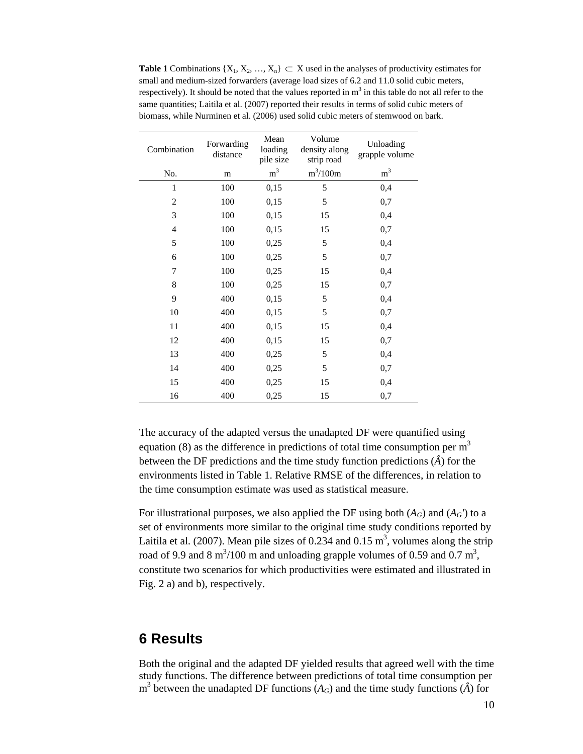**Table 1** Combinations $\{X_1, X_2, \ldots, X_n\} \subset X$ used in the analyses of productivity estimates for small and medium-sized forwarders (average load sizes of 6.2 and 11.0 solid cubic meters, respectively). It should be noted that the values reported in $m^3$ in this table do not all refer to the same quantities; Laitila et al. (2007) reported their results in terms of solid cubic meters of biomass, while Nurminen et al. (2006) used solid cubic meters of stemwood on bark.

| Combination | Forwarding distance | Mean loading pile size | Volume density along strip road | Unloading grapple volume |
|---|---|---|---|---|
| No. | m | $m^3$ | $m^3$/100m | $m^3$ |
| 1 | 100 | 0,15 | 5 | 0,4 |
| 2 | 100 | 0,15 | 5 | 0,7 |
| 3 | 100 | 0,15 | 15 | 0,4 |
| 4 | 100 | 0,15 | 15 | 0,7 |
| 5 | 100 | 0,25 | 5 | 0,4 |
| 6 | 100 | 0,25 | 5 | 0,7 |
| 7 | 100 | 0,25 | 15 | 0,4 |
| 8 | 100 | 0,25 | 15 | 0,7 |
| 9 | 400 | 0,15 | 5 | 0,4 |
| 10 | 400 | 0,15 | 5 | 0,7 |
| 11 | 400 | 0,15 | 15 | 0,4 |
| 12 | 400 | 0,15 | 15 | 0,7 |
| 13 | 400 | 0,25 | 5 | 0,4 |
| 14 | 400 | 0,25 | 5 | 0,7 |
| 15 | 400 | 0,25 | 15 | 0,4 |
| 16 | 400 | 0,25 | 15 | 0,7 |

The accuracy of the adapted versus the unadapted DF were quantified using equation (8) as the difference in predictions of total time consumption per $m^3$ between the DF predictions and the time study function predictions ($\hat{A}$) for the environments listed in Table 1. Relative RMSE of the differences, in relation to the time consumption estimate was used as statistical measure.

For illustrational purposes, we also applied the DF using both ($A_G$) and ($A_G'$) to a set of environments more similar to the original time study conditions reported by Laitila et al. (2007). Mean pile sizes of 0.234 and 0.15 $m^3$, volumes along the strip road of 9.9 and 8 $m^3$/100 m and unloading grapple volumes of 0.59 and 0.7 $m^3$, constitute two scenarios for which productivities were estimated and illustrated in Fig. 2 a) and b), respectively.

## 6 Results

Both the original and the adapted DF yielded results that agreed well with the time study functions. The difference between predictions of total time consumption per $m^3$ between the unadapted DF functions ($A_G$) and the time study functions ($\hat{A}$) for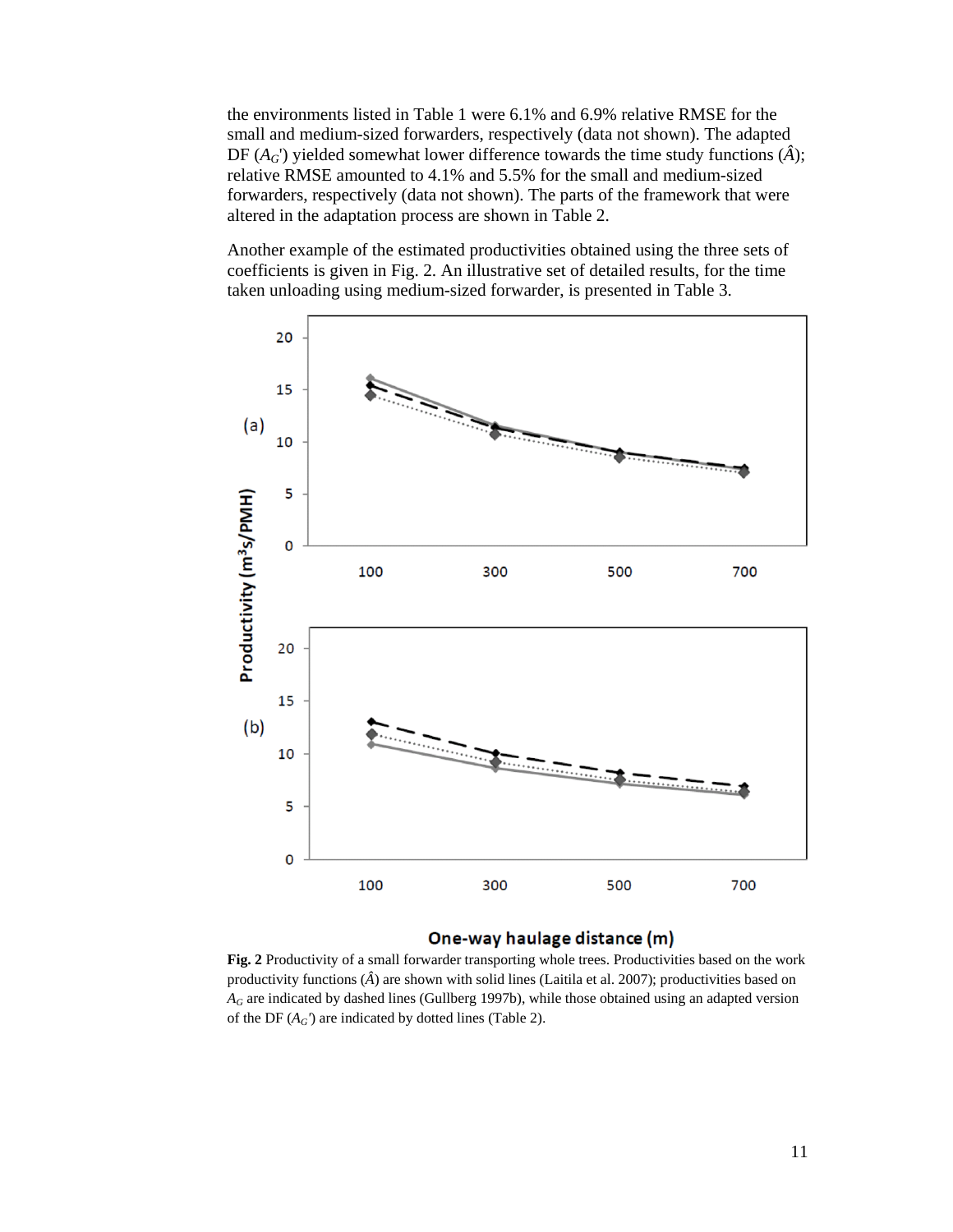the environments listed in Table 1 were 6.1% and 6.9% relative RMSE for the small and medium-sized forwarders, respectively (data not shown). The adapted DF ($A_G'$) yielded somewhat lower difference towards the time study functions ($\hat{A}$); relative RMSE amounted to 4.1% and 5.5% for the small and medium-sized forwarders, respectively (data not shown). The parts of the framework that were altered in the adaptation process are shown in Table 2.

Another example of the estimated productivities obtained using the three sets of coefficients is given in Fig. 2. An illustrative set of detailed results, for the time taken unloading using medium-sized forwarder, is presented in Table 3.

**Fig. 2** Productivity of a small forwarder transporting whole trees. Productivities based on the work productivity functions ($\hat{A}$) are shown with solid lines (Laitila et al. 2007); productivities based on $A_G$ are indicated by dashed lines (Gullberg 1997b), while those obtained using an adapted version of the DF ($A_G'$) are indicated by dotted lines (Table 2).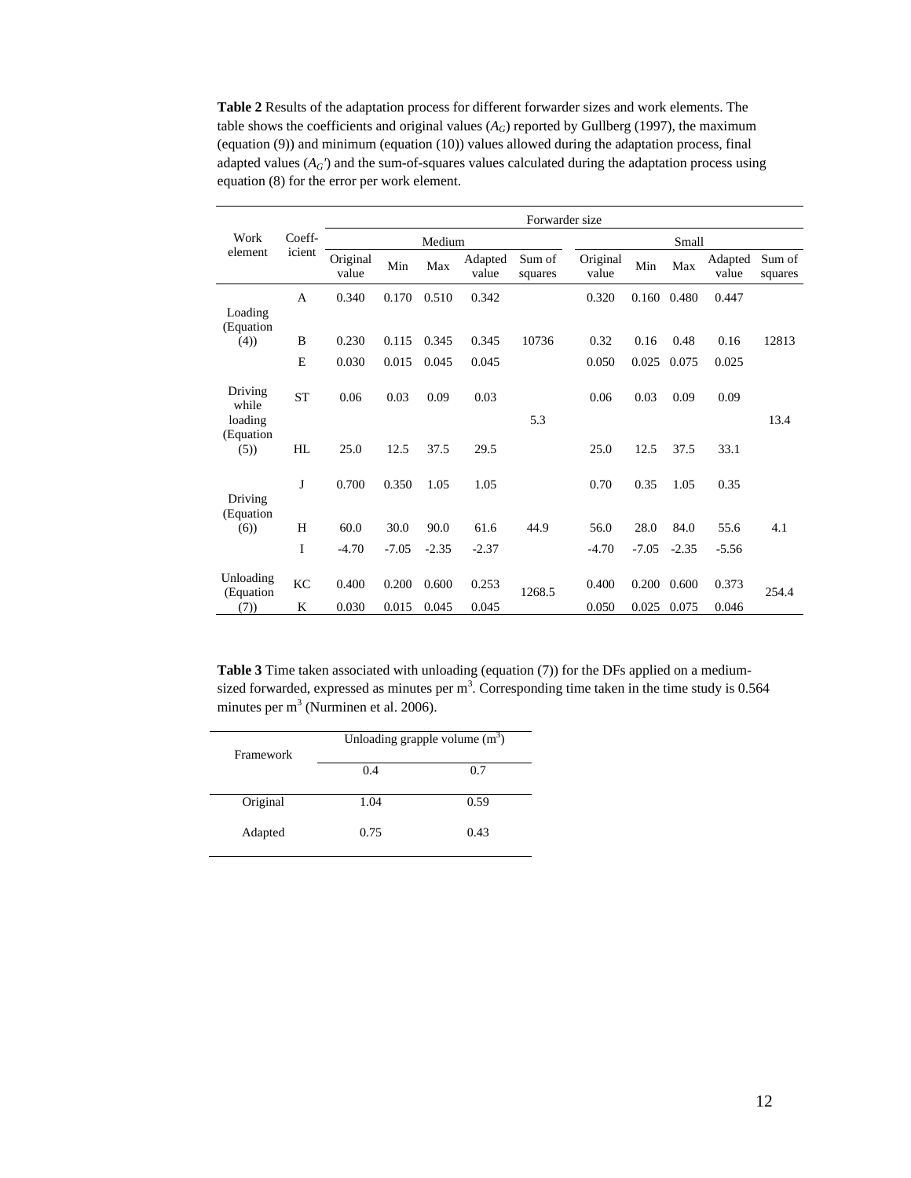**Table 2** Results of the adaptation process for different forwarder sizes and work elements. The table shows the coefficients and original values ($A_G$) reported by Gullberg (1997), the maximum (equation (9)) and minimum (equation (10)) values allowed during the adaptation process, final adapted values ($A_G'$) and the sum-of-squares values calculated during the adaptation process using equation (8) for the error per work element.

| Work element | Coeff-icient | Forwarder size | | | | | | | | | |
|---|---|---|---|---|---|---|---|---|---|---|---|
| | | Medium | | | | | Small | | | | |
| | | Original value | Min | Max | Adapted value | Sum of squares | Original value | Min | Max | Adapted value | Sum of squares |
| Loading (Equation (4)) | A | 0.340 | 0.170 | 0.510 | 0.342 | | 0.320 | 0.160 | 0.480 | 0.447 | |
| | B | 0.230 | 0.115 | 0.345 | 0.345 | 10736 | 0.32 | 0.16 | 0.48 | 0.16 | 12813 |
| | E | 0.030 | 0.015 | 0.045 | 0.045 | | 0.050 | 0.025 | 0.075 | 0.025 | |
| Driving while loading (Equation (5)) | ST | 0.06 | 0.03 | 0.09 | 0.03 | 5.3 | 0.06 | 0.03 | 0.09 | 0.09 | 13.4 |
| | HL | 25.0 | 12.5 | 37.5 | 29.5 | | 25.0 | 12.5 | 37.5 | 33.1 | |
| Driving (Equation (6)) | J | 0.700 | 0.350 | 1.05 | 1.05 | | 0.70 | 0.35 | 1.05 | 0.35 | |
| | H | 60.0 | 30.0 | 90.0 | 61.6 | 44.9 | 56.0 | 28.0 | 84.0 | 55.6 | 4.1 |
| | I | -4.70 | -7.05 | -2.35 | -2.37 | | -4.70 | -7.05 | -2.35 | -5.56 | |
| Unloading (Equation (7)) | KC | 0.400 | 0.200 | 0.600 | 0.253 | 1268.5 | 0.400 | 0.200 | 0.600 | 0.373 | 254.4 |
| | K | 0.030 | 0.015 | 0.045 | 0.045 | | 0.050 | 0.025 | 0.075 | 0.046 | |

**Table 3** Time taken associated with unloading (equation (7)) for the DFs applied on a medium-sized forwarded, expressed as minutes per $m^3$. Corresponding time taken in the time study is 0.564 minutes per $m^3$ (Nurminen et al. 2006).

| Framework | Unloading grapple volume ($m^3$) | |
|---|---|---|
| | 0.4 | 0.7 |
| Original | 1.04 | 0.59 |
| Adapted | 0.75 | 0.43 |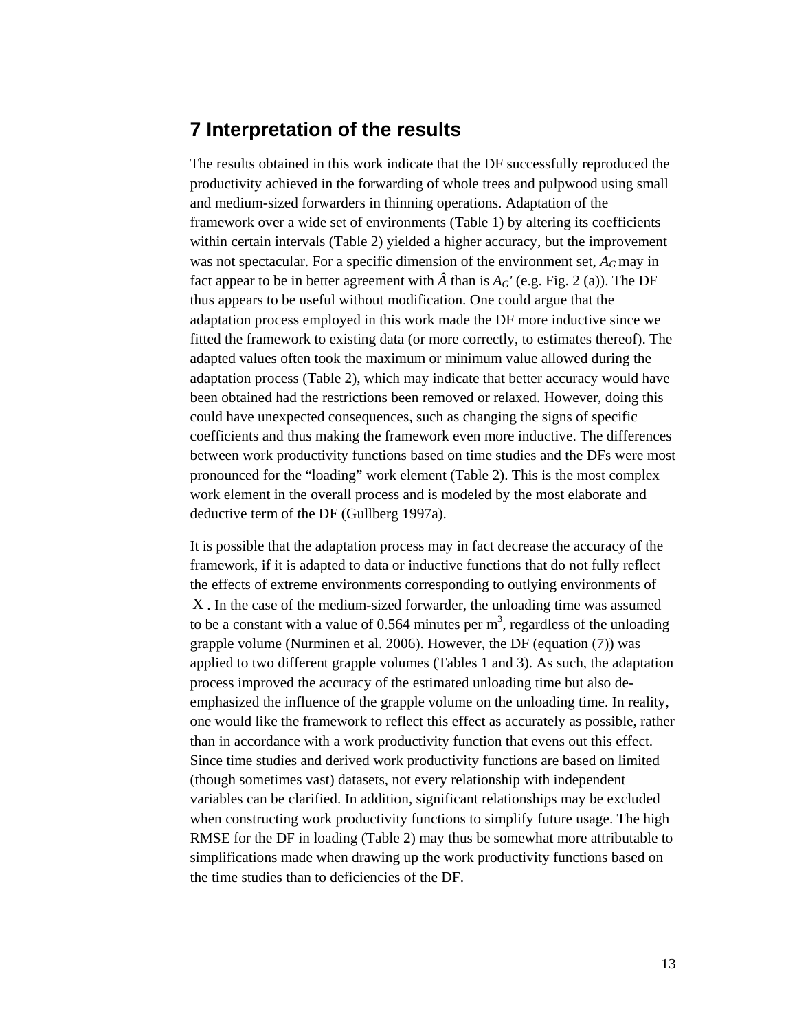## 7 Interpretation of the results

The results obtained in this work indicate that the DF successfully reproduced the productivity achieved in the forwarding of whole trees and pulpwood using small and medium-sized forwarders in thinning operations. Adaptation of the framework over a wide set of environments (Table 1) by altering its coefficients within certain intervals (Table 2) yielded a higher accuracy, but the improvement was not spectacular. For a specific dimension of the environment set, $A_G$ may in fact appear to be in better agreement with $\hat{A}$ than is $A_G'$ (e.g. Fig. 2 (a)). The DF thus appears to be useful without modification. One could argue that the adaptation process employed in this work made the DF more inductive since we fitted the framework to existing data (or more correctly, to estimates thereof). The adapted values often took the maximum or minimum value allowed during the adaptation process (Table 2), which may indicate that better accuracy would have been obtained had the restrictions been removed or relaxed. However, doing this could have unexpected consequences, such as changing the signs of specific coefficients and thus making the framework even more inductive. The differences between work productivity functions based on time studies and the DFs were most pronounced for the "loading" work element (Table 2). This is the most complex work element in the overall process and is modeled by the most elaborate and deductive term of the DF (Gullberg 1997a).

It is possible that the adaptation process may in fact decrease the accuracy of the framework, if it is adapted to data or inductive functions that do not fully reflect the effects of extreme environments corresponding to outlying environments of $\mathrm{X}$. In the case of the medium-sized forwarder, the unloading time was assumed to be a constant with a value of 0.564 minutes per $m^3$, regardless of the unloading grapple volume (Nurminen et al. 2006). However, the DF (equation (7)) was applied to two different grapple volumes (Tables 1 and 3). As such, the adaptation process improved the accuracy of the estimated unloading time but also de-emphasized the influence of the grapple volume on the unloading time. In reality, one would like the framework to reflect this effect as accurately as possible, rather than in accordance with a work productivity function that evens out this effect. Since time studies and derived work productivity functions are based on limited (though sometimes vast) datasets, not every relationship with independent variables can be clarified. In addition, significant relationships may be excluded when constructing work productivity functions to simplify future usage. The high RMSE for the DF in loading (Table 2) may thus be somewhat more attributable to simplifications made when drawing up the work productivity functions based on the time studies than to deficiencies of the DF.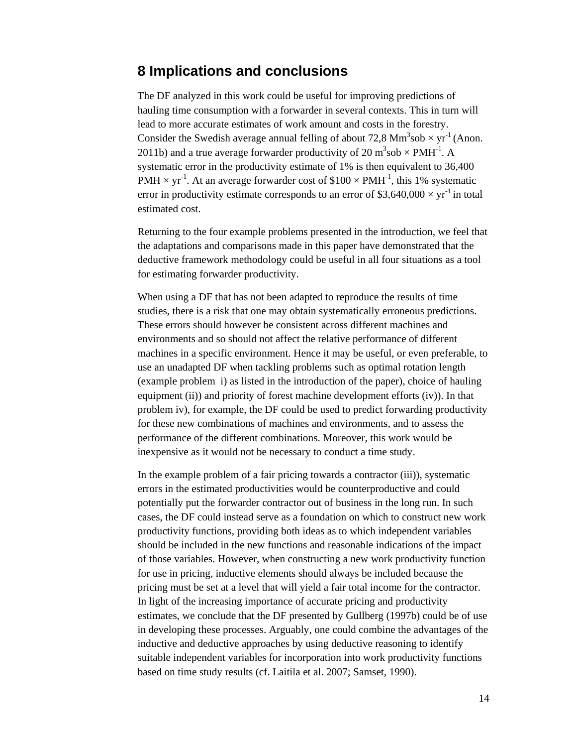## 8 Implications and conclusions

The DF analyzed in this work could be useful for improving predictions of hauling time consumption with a forwarder in several contexts. This in turn will lead to more accurate estimates of work amount and costs in the forestry. Consider the Swedish average annual felling of about 72,8 $Mm^3sob \times yr^{-1}$ (Anon. 2011b) and a true average forwarder productivity of 20 $m^3sob \times PMH^{-1}$. A systematic error in the productivity estimate of 1% is then equivalent to 36,400 $PMH \times yr^{-1}$. At an average forwarder cost of $\$100 \times PMH^{-1}$, this 1% systematic error in productivity estimate corresponds to an error of $\$3,640,000 \times yr^{-1}$ in total estimated cost.

Returning to the four example problems presented in the introduction, we feel that the adaptations and comparisons made in this paper have demonstrated that the deductive framework methodology could be useful in all four situations as a tool for estimating forwarder productivity.

When using a DF that has not been adapted to reproduce the results of time studies, there is a risk that one may obtain systematically erroneous predictions. These errors should however be consistent across different machines and environments and so should not affect the relative performance of different machines in a specific environment. Hence it may be useful, or even preferable, to use an unadapted DF when tackling problems such as optimal rotation length (example problem i) as listed in the introduction of the paper), choice of hauling equipment (ii)) and priority of forest machine development efforts (iv)). In that problem iv), for example, the DF could be used to predict forwarding productivity for these new combinations of machines and environments, and to assess the performance of the different combinations. Moreover, this work would be inexpensive as it would not be necessary to conduct a time study.

In the example problem of a fair pricing towards a contractor (iii)), systematic errors in the estimated productivities would be counterproductive and could potentially put the forwarder contractor out of business in the long run. In such cases, the DF could instead serve as a foundation on which to construct new work productivity functions, providing both ideas as to which independent variables should be included in the new functions and reasonable indications of the impact of those variables. However, when constructing a new work productivity function for use in pricing, inductive elements should always be included because the pricing must be set at a level that will yield a fair total income for the contractor. In light of the increasing importance of accurate pricing and productivity estimates, we conclude that the DF presented by Gullberg (1997b) could be of use in developing these processes. Arguably, one could combine the advantages of the inductive and deductive approaches by using deductive reasoning to identify suitable independent variables for incorporation into work productivity functions based on time study results (cf. Laitila et al. 2007; Samset, 1990).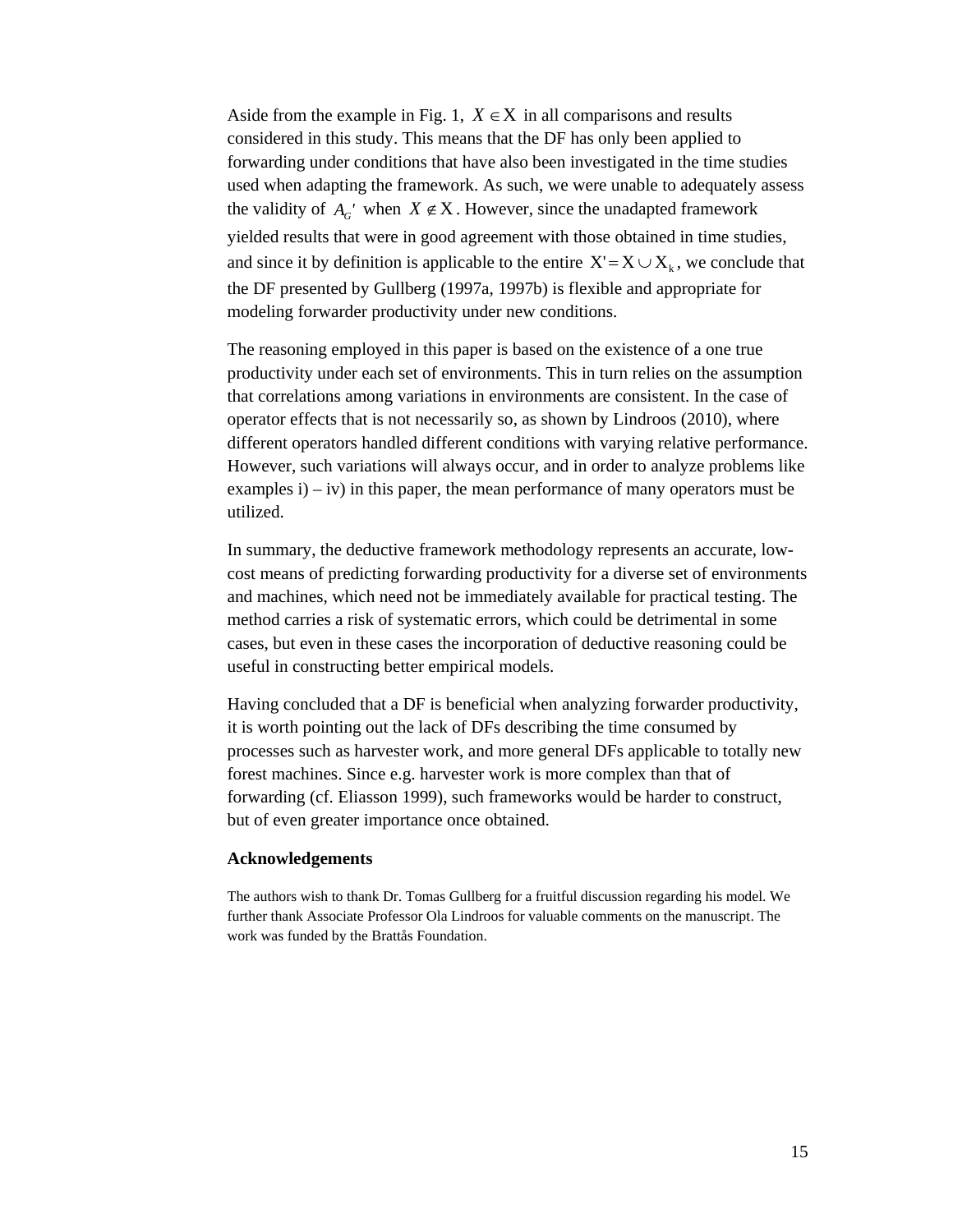Aside from the example in Fig. 1, $X \in \mathrm{X}$ in all comparisons and results considered in this study. This means that the DF has only been applied to forwarding under conditions that have also been investigated in the time studies used when adapting the framework. As such, we were unable to adequately assess the validity of $A_G'$ when $X \notin \mathrm{X}$. However, since the unadapted framework yielded results that were in good agreement with those obtained in time studies, and since it by definition is applicable to the entire $\mathrm{X}' = \mathrm{X} \cup \mathrm{X}_k$, we conclude that the DF presented by Gullberg (1997a, 1997b) is flexible and appropriate for modeling forwarder productivity under new conditions.

The reasoning employed in this paper is based on the existence of a one true productivity under each set of environments. This in turn relies on the assumption that correlations among variations in environments are consistent. In the case of operator effects that is not necessarily so, as shown by Lindroos (2010), where different operators handled different conditions with varying relative performance. However, such variations will always occur, and in order to analyze problems like examples i) – iv) in this paper, the mean performance of many operators must be utilized.

In summary, the deductive framework methodology represents an accurate, low-cost means of predicting forwarding productivity for a diverse set of environments and machines, which need not be immediately available for practical testing. The method carries a risk of systematic errors, which could be detrimental in some cases, but even in these cases the incorporation of deductive reasoning could be useful in constructing better empirical models.

Having concluded that a DF is beneficial when analyzing forwarder productivity, it is worth pointing out the lack of DFs describing the time consumed by processes such as harvester work, and more general DFs applicable to totally new forest machines. Since e.g. harvester work is more complex than that of forwarding (cf. Eliasson 1999), such frameworks would be harder to construct, but of even greater importance once obtained.

**Acknowledgements**

The authors wish to thank Dr. Tomas Gullberg for a fruitful discussion regarding his model. We further thank Associate Professor Ola Lindroos for valuable comments on the manuscript. The work was funded by the Brattås Foundation.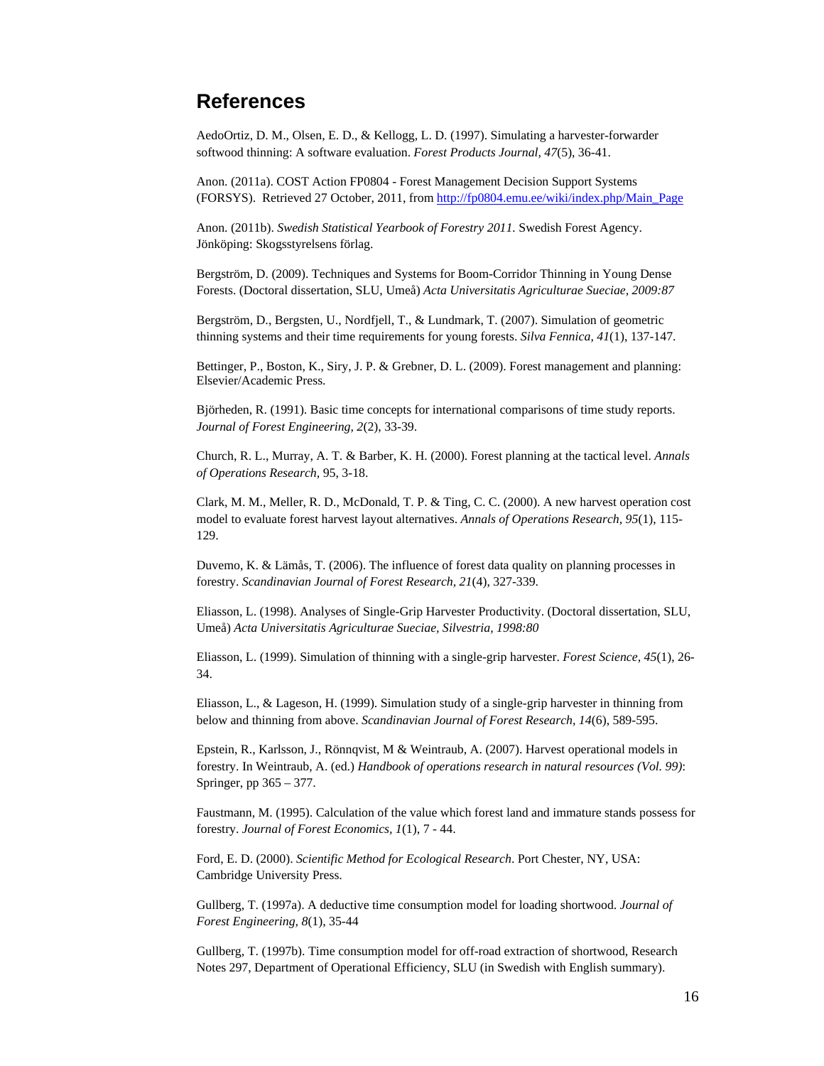## References

AedoOrtiz, D. M., Olsen, E. D., & Kellogg, L. D. (1997). Simulating a harvester-forwarder softwood thinning: A software evaluation. *Forest Products Journal, 47*(5), 36-41.

Anon. (2011a). COST Action FP0804 - Forest Management Decision Support Systems (FORSYS). Retrieved 27 October, 2011, from http://fp0804.emu.ee/wiki/index.php/Main_Page

Anon. (2011b). *Swedish Statistical Yearbook of Forestry 2011.* Swedish Forest Agency. Jönköping: Skogsstyrelsens förlag.

Bergström, D. (2009). Techniques and Systems for Boom-Corridor Thinning in Young Dense Forests. (Doctoral dissertation, SLU, Umeå) *Acta Universitatis Agriculturae Sueciae, 2009:87*

Bergström, D., Bergsten, U., Nordfjell, T., & Lundmark, T. (2007). Simulation of geometric thinning systems and their time requirements for young forests. *Silva Fennica, 41*(1), 137-147.

Bettinger, P., Boston, K., Siry, J. P. & Grebner, D. L. (2009). Forest management and planning: Elsevier/Academic Press.

Björheden, R. (1991). Basic time concepts for international comparisons of time study reports. *Journal of Forest Engineering, 2*(2), 33-39.

Church, R. L., Murray, A. T. & Barber, K. H. (2000). Forest planning at the tactical level. *Annals of Operations Research,* 95, 3-18.

Clark, M. M., Meller, R. D., McDonald, T. P. & Ting, C. C. (2000). A new harvest operation cost model to evaluate forest harvest layout alternatives. *Annals of Operations Research, 95*(1), 115-129.

Duvemo, K. & Lämås, T. (2006). The influence of forest data quality on planning processes in forestry. *Scandinavian Journal of Forest Research, 21*(4), 327-339.

Eliasson, L. (1998). Analyses of Single-Grip Harvester Productivity. (Doctoral dissertation, SLU, Umeå) *Acta Universitatis Agriculturae Sueciae, Silvestria, 1998:80*

Eliasson, L. (1999). Simulation of thinning with a single-grip harvester. *Forest Science, 45*(1), 26-34.

Eliasson, L., & Lageson, H. (1999). Simulation study of a single-grip harvester in thinning from below and thinning from above. *Scandinavian Journal of Forest Research, 14*(6), 589-595.

Epstein, R., Karlsson, J., Rönnqvist, M & Weintraub, A. (2007). Harvest operational models in forestry. In Weintraub, A. (ed.) *Handbook of operations research in natural resources (Vol. 99)*: Springer, pp 365 – 377.

Faustmann, M. (1995). Calculation of the value which forest land and immature stands possess for forestry. *Journal of Forest Economics, 1*(1), 7 - 44.

Ford, E. D. (2000). *Scientific Method for Ecological Research*. Port Chester, NY, USA: Cambridge University Press.

Gullberg, T. (1997a). A deductive time consumption model for loading shortwood. *Journal of Forest Engineering, 8*(1), 35-44

Gullberg, T. (1997b). Time consumption model for off-road extraction of shortwood, Research Notes 297, Department of Operational Efficiency, SLU (in Swedish with English summary).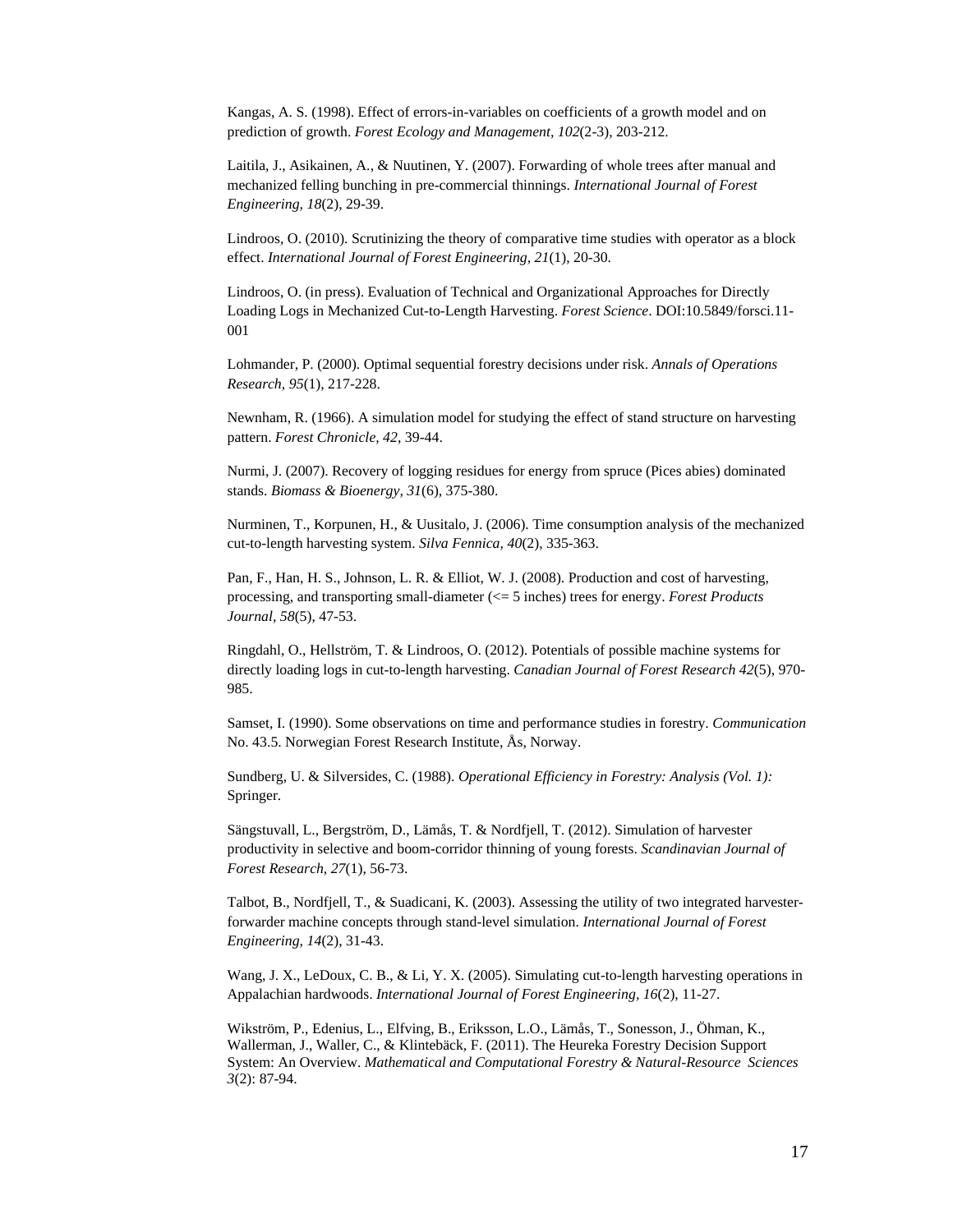Kangas, A. S. (1998). Effect of errors-in-variables on coefficients of a growth model and on prediction of growth. *Forest Ecology and Management, 102*(2-3), 203-212.

Laitila, J., Asikainen, A., & Nuutinen, Y. (2007). Forwarding of whole trees after manual and mechanized felling bunching in pre-commercial thinnings. *International Journal of Forest Engineering, 18*(2), 29-39.

Lindroos, O. (2010). Scrutinizing the theory of comparative time studies with operator as a block effect. *International Journal of Forest Engineering, 21*(1), 20-30.

Lindroos, O. (in press). Evaluation of Technical and Organizational Approaches for Directly Loading Logs in Mechanized Cut-to-Length Harvesting. *Forest Science*. DOI:10.5849/forsci.11-001

Lohmander, P. (2000). Optimal sequential forestry decisions under risk. *Annals of Operations Research, 95*(1), 217-228.

Newnham, R. (1966). A simulation model for studying the effect of stand structure on harvesting pattern. *Forest Chronicle, 42*, 39-44.

Nurmi, J. (2007). Recovery of logging residues for energy from spruce (Pices abies) dominated stands. *Biomass & Bioenergy, 31*(6), 375-380.

Nurminen, T., Korpunen, H., & Uusitalo, J. (2006). Time consumption analysis of the mechanized cut-to-length harvesting system. *Silva Fennica, 40*(2), 335-363.

Pan, F., Han, H. S., Johnson, L. R. & Elliot, W. J. (2008). Production and cost of harvesting, processing, and transporting small-diameter (<= 5 inches) trees for energy. *Forest Products Journal, 58*(5), 47-53.

Ringdahl, O., Hellström, T. & Lindroos, O. (2012). Potentials of possible machine systems for directly loading logs in cut-to-length harvesting. *Canadian Journal of Forest Research 42*(5), 970-985.

Samset, I. (1990). Some observations on time and performance studies in forestry. *Communication* No. 43.5. Norwegian Forest Research Institute, Ås, Norway.

Sundberg, U. & Silversides, C. (1988). *Operational Efficiency in Forestry: Analysis (Vol. 1):* Springer.

Sängstuvall, L., Bergström, D., Lämås, T. & Nordfjell, T. (2012). Simulation of harvester productivity in selective and boom-corridor thinning of young forests. *Scandinavian Journal of Forest Research, 27*(1), 56-73.

Talbot, B., Nordfjell, T., & Suadicani, K. (2003). Assessing the utility of two integrated harvester-forwarder machine concepts through stand-level simulation. *International Journal of Forest Engineering, 14*(2), 31-43.

Wang, J. X., LeDoux, C. B., & Li, Y. X. (2005). Simulating cut-to-length harvesting operations in Appalachian hardwoods. *International Journal of Forest Engineering, 16*(2), 11-27.

Wikström, P., Edenius, L., Elfving, B., Eriksson, L.O., Lämås, T., Sonesson, J., Öhman, K., Wallerman, J., Waller, C., & Klintebäck, F. (2011). The Heureka Forestry Decision Support System: An Overview. *Mathematical and Computational Forestry & Natural-Resource Sciences 3*(2): 87-94.